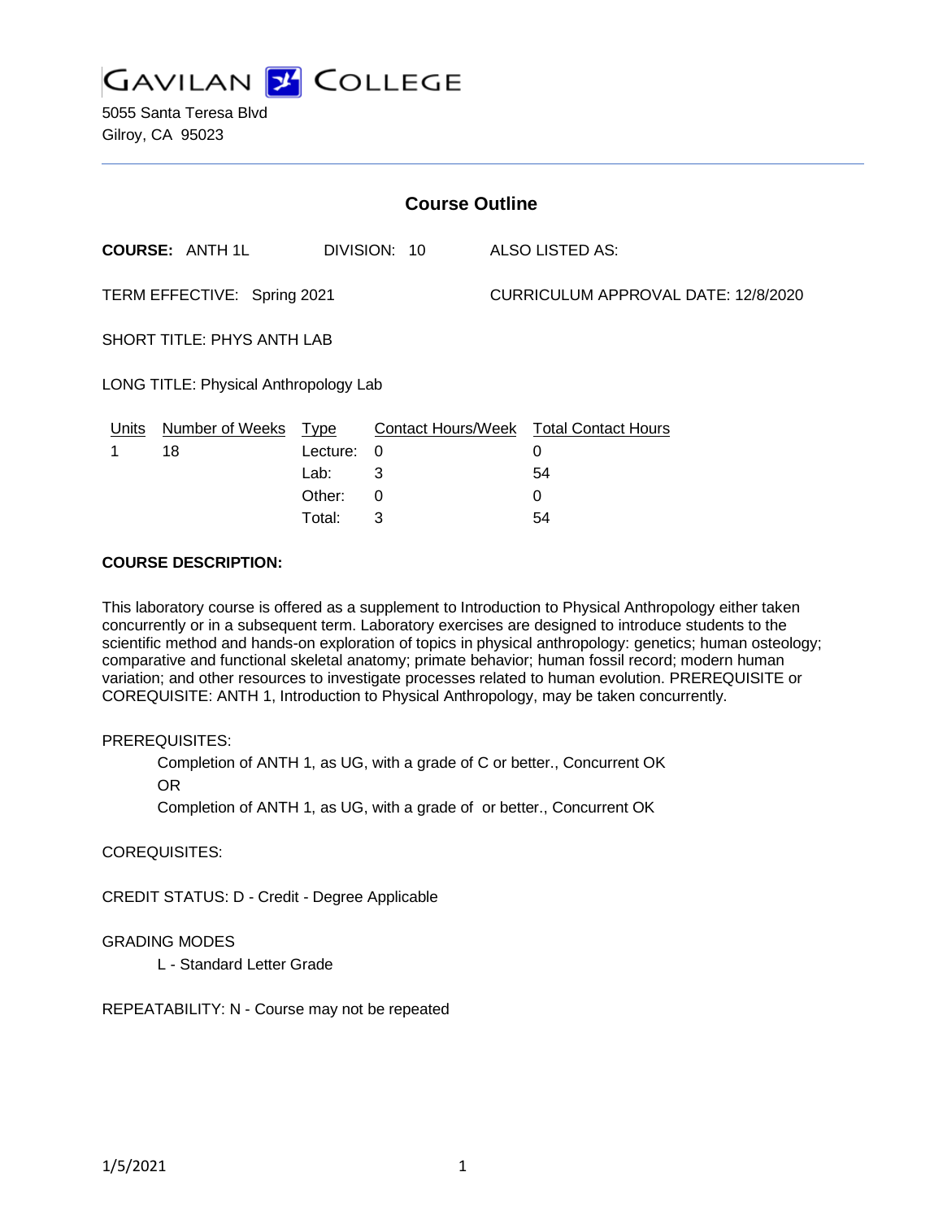GAVILAN COLLEGE

5055 Santa Teresa Blvd
Gilroy, CA 95023

## Course Outline

**COURSE:** ANTH 1L DIVISION: 10 ALSO LISTED AS:

TERM EFFECTIVE: Spring 2021 CURRICULUM APPROVAL DATE: 12/8/2020

SHORT TITLE: PHYS ANTH LAB

LONG TITLE: Physical Anthropology Lab

| Units | Number of Weeks | Type | Contact Hours/Week | Total Contact Hours |
|---|---|---|---|---|
| 1 | 18 | Lecture: | 0 | 0 |
| | | Lab: | 3 | 54 |
| | | Other: | 0 | 0 |
| | | Total: | 3 | 54 |

**COURSE DESCRIPTION:**

This laboratory course is offered as a supplement to Introduction to Physical Anthropology either taken concurrently or in a subsequent term. Laboratory exercises are designed to introduce students to the scientific method and hands-on exploration of topics in physical anthropology: genetics; human osteology; comparative and functional skeletal anatomy; primate behavior; human fossil record; modern human variation; and other resources to investigate processes related to human evolution. PREREQUISITE or COREQUISITE: ANTH 1, Introduction to Physical Anthropology, may be taken concurrently.

PREREQUISITES:

Completion of ANTH 1, as UG, with a grade of C or better., Concurrent OK

OR

Completion of ANTH 1, as UG, with a grade of  or better., Concurrent OK

COREQUISITES:

CREDIT STATUS: D - Credit - Degree Applicable

GRADING MODES

L - Standard Letter Grade

REPEATABILITY: N - Course may not be repeated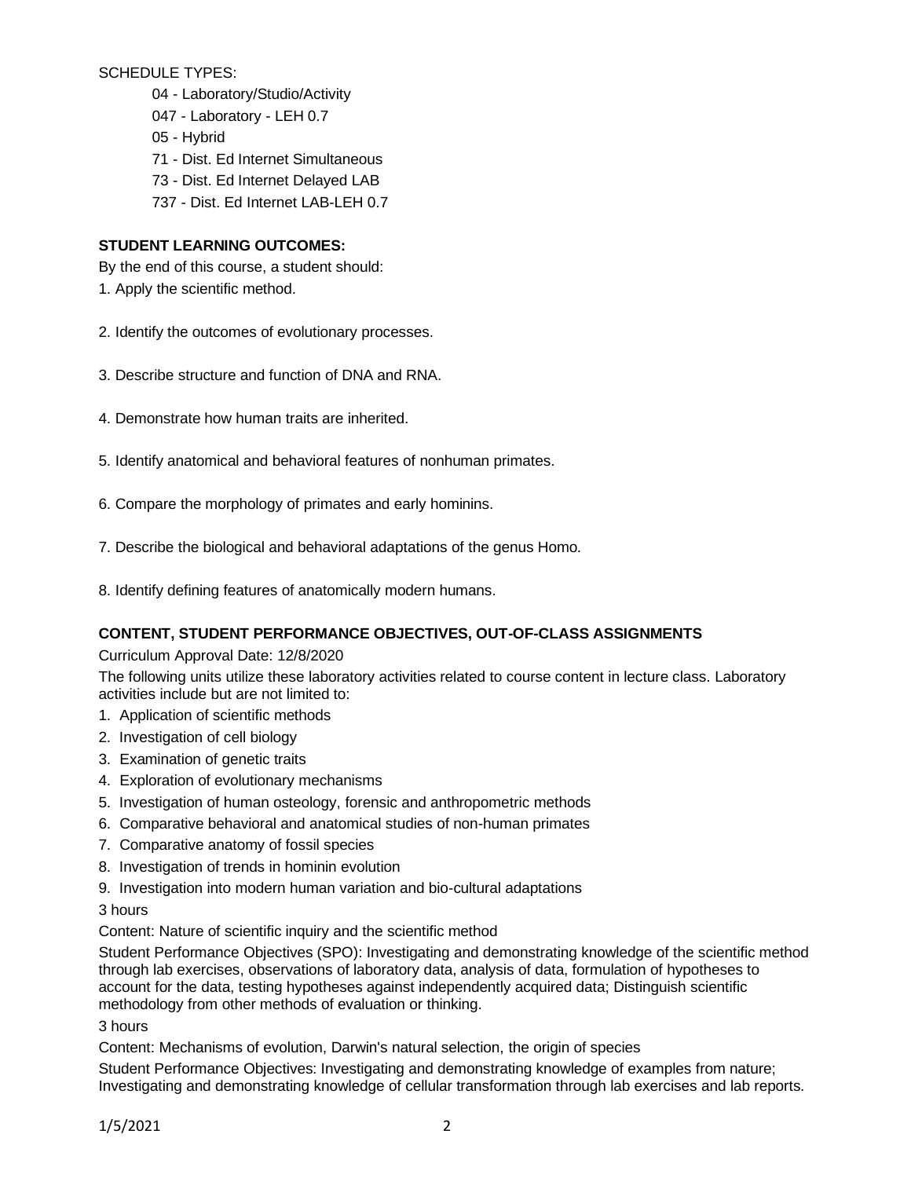SCHEDULE TYPES:

- 04 - Laboratory/Studio/Activity
- 047 - Laboratory - LEH 0.7
- 05 - Hybrid
- 71 - Dist. Ed Internet Simultaneous
- 73 - Dist. Ed Internet Delayed LAB
- 737 - Dist. Ed Internet LAB-LEH 0.7

**STUDENT LEARNING OUTCOMES:**

By the end of this course, a student should:

1. Apply the scientific method.

2. Identify the outcomes of evolutionary processes.

3. Describe structure and function of DNA and RNA.

4. Demonstrate how human traits are inherited.

5. Identify anatomical and behavioral features of nonhuman primates.

6. Compare the morphology of primates and early hominins.

7. Describe the biological and behavioral adaptations of the genus Homo.

8. Identify defining features of anatomically modern humans.

**CONTENT, STUDENT PERFORMANCE OBJECTIVES, OUT-OF-CLASS ASSIGNMENTS**

Curriculum Approval Date: 12/8/2020

The following units utilize these laboratory activities related to course content in lecture class. Laboratory activities include but are not limited to:

1. Application of scientific methods
2. Investigation of cell biology
3. Examination of genetic traits
4. Exploration of evolutionary mechanisms
5. Investigation of human osteology, forensic and anthropometric methods
6. Comparative behavioral and anatomical studies of non-human primates
7. Comparative anatomy of fossil species
8. Investigation of trends in hominin evolution
9. Investigation into modern human variation and bio-cultural adaptations

3 hours

Content: Nature of scientific inquiry and the scientific method

Student Performance Objectives (SPO): Investigating and demonstrating knowledge of the scientific method through lab exercises, observations of laboratory data, analysis of data, formulation of hypotheses to account for the data, testing hypotheses against independently acquired data; Distinguish scientific methodology from other methods of evaluation or thinking.

3 hours

Content: Mechanisms of evolution, Darwin's natural selection, the origin of species

Student Performance Objectives: Investigating and demonstrating knowledge of examples from nature; Investigating and demonstrating knowledge of cellular transformation through lab exercises and lab reports.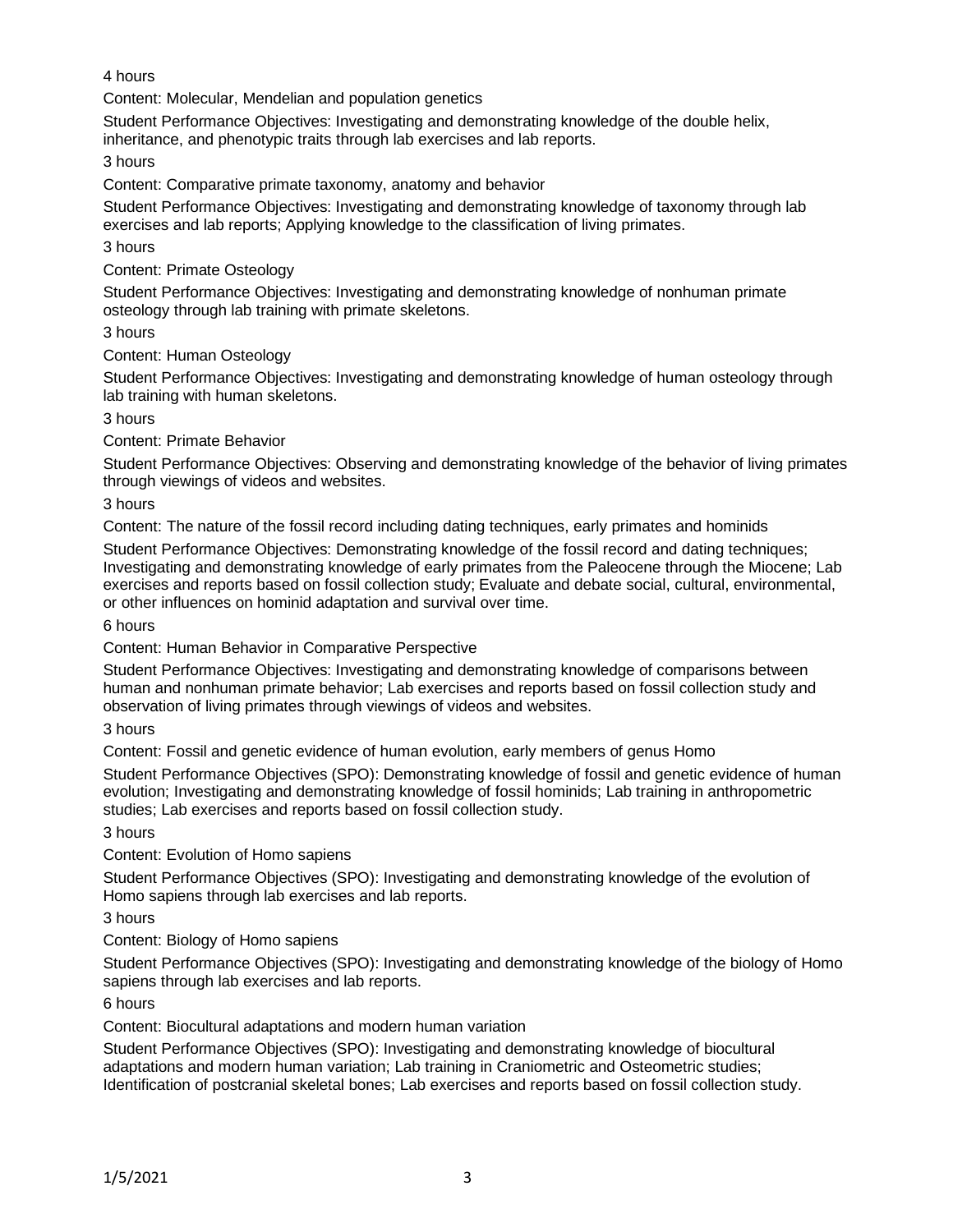4 hours

Content: Molecular, Mendelian and population genetics

Student Performance Objectives: Investigating and demonstrating knowledge of the double helix, inheritance, and phenotypic traits through lab exercises and lab reports.

3 hours

Content: Comparative primate taxonomy, anatomy and behavior

Student Performance Objectives: Investigating and demonstrating knowledge of taxonomy through lab exercises and lab reports; Applying knowledge to the classification of living primates.

3 hours

Content: Primate Osteology

Student Performance Objectives: Investigating and demonstrating knowledge of nonhuman primate osteology through lab training with primate skeletons.

3 hours

Content: Human Osteology

Student Performance Objectives: Investigating and demonstrating knowledge of human osteology through lab training with human skeletons.

3 hours

Content: Primate Behavior

Student Performance Objectives: Observing and demonstrating knowledge of the behavior of living primates through viewings of videos and websites.

3 hours

Content: The nature of the fossil record including dating techniques, early primates and hominids

Student Performance Objectives: Demonstrating knowledge of the fossil record and dating techniques; Investigating and demonstrating knowledge of early primates from the Paleocene through the Miocene; Lab exercises and reports based on fossil collection study; Evaluate and debate social, cultural, environmental, or other influences on hominid adaptation and survival over time.

6 hours

Content: Human Behavior in Comparative Perspective

Student Performance Objectives: Investigating and demonstrating knowledge of comparisons between human and nonhuman primate behavior; Lab exercises and reports based on fossil collection study and observation of living primates through viewings of videos and websites.

3 hours

Content: Fossil and genetic evidence of human evolution, early members of genus Homo

Student Performance Objectives (SPO): Demonstrating knowledge of fossil and genetic evidence of human evolution; Investigating and demonstrating knowledge of fossil hominids; Lab training in anthropometric studies; Lab exercises and reports based on fossil collection study.

3 hours

Content: Evolution of Homo sapiens

Student Performance Objectives (SPO): Investigating and demonstrating knowledge of the evolution of Homo sapiens through lab exercises and lab reports.

3 hours

Content: Biology of Homo sapiens

Student Performance Objectives (SPO): Investigating and demonstrating knowledge of the biology of Homo sapiens through lab exercises and lab reports.

6 hours

Content: Biocultural adaptations and modern human variation

Student Performance Objectives (SPO): Investigating and demonstrating knowledge of biocultural adaptations and modern human variation; Lab training in Craniometric and Osteometric studies; Identification of postcranial skeletal bones; Lab exercises and reports based on fossil collection study.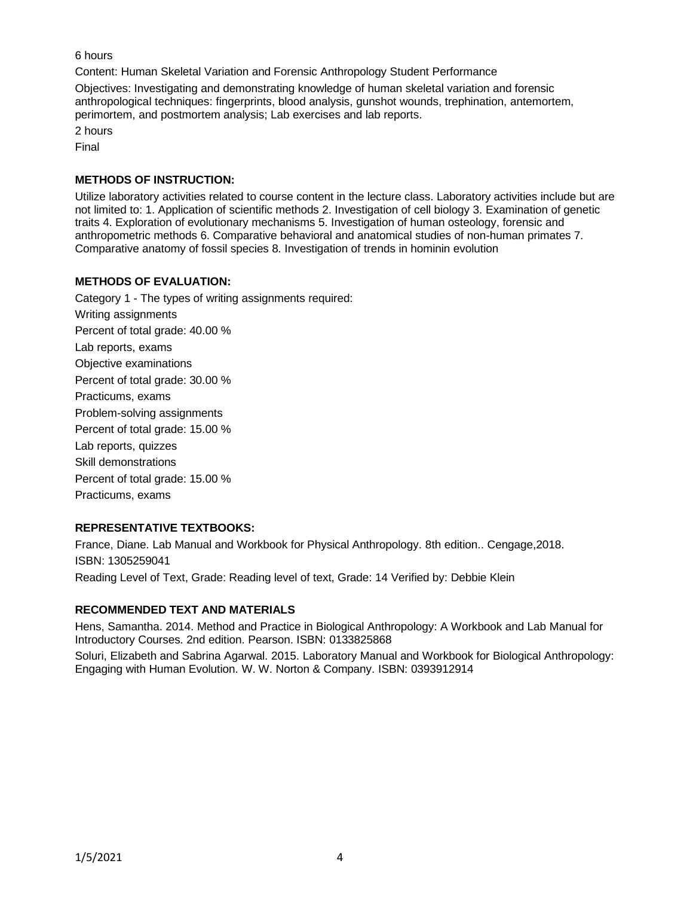6 hours

Content: Human Skeletal Variation and Forensic Anthropology Student Performance

Objectives: Investigating and demonstrating knowledge of human skeletal variation and forensic anthropological techniques: fingerprints, blood analysis, gunshot wounds, trephination, antemortem, perimortem, and postmortem analysis; Lab exercises and lab reports.

2 hours

Final

**METHODS OF INSTRUCTION:**

Utilize laboratory activities related to course content in the lecture class. Laboratory activities include but are not limited to: 1. Application of scientific methods 2. Investigation of cell biology 3. Examination of genetic traits 4. Exploration of evolutionary mechanisms 5. Investigation of human osteology, forensic and anthropometric methods 6. Comparative behavioral and anatomical studies of non-human primates 7. Comparative anatomy of fossil species 8. Investigation of trends in hominin evolution

**METHODS OF EVALUATION:**

Category 1 - The types of writing assignments required:

Writing assignments

Percent of total grade: 40.00 %

Lab reports, exams

Objective examinations

Percent of total grade: 30.00 %

Practicums, exams

Problem-solving assignments

Percent of total grade: 15.00 %

Lab reports, quizzes

Skill demonstrations

Percent of total grade: 15.00 %

Practicums, exams

**REPRESENTATIVE TEXTBOOKS:**

France, Diane. Lab Manual and Workbook for Physical Anthropology. 8th edition.. Cengage,2018.

ISBN: 1305259041

Reading Level of Text, Grade: Reading level of text, Grade: 14 Verified by: Debbie Klein

**RECOMMENDED TEXT AND MATERIALS**

Hens, Samantha. 2014. Method and Practice in Biological Anthropology: A Workbook and Lab Manual for Introductory Courses. 2nd edition. Pearson. ISBN: 0133825868

Soluri, Elizabeth and Sabrina Agarwal. 2015. Laboratory Manual and Workbook for Biological Anthropology: Engaging with Human Evolution. W. W. Norton & Company. ISBN: 0393912914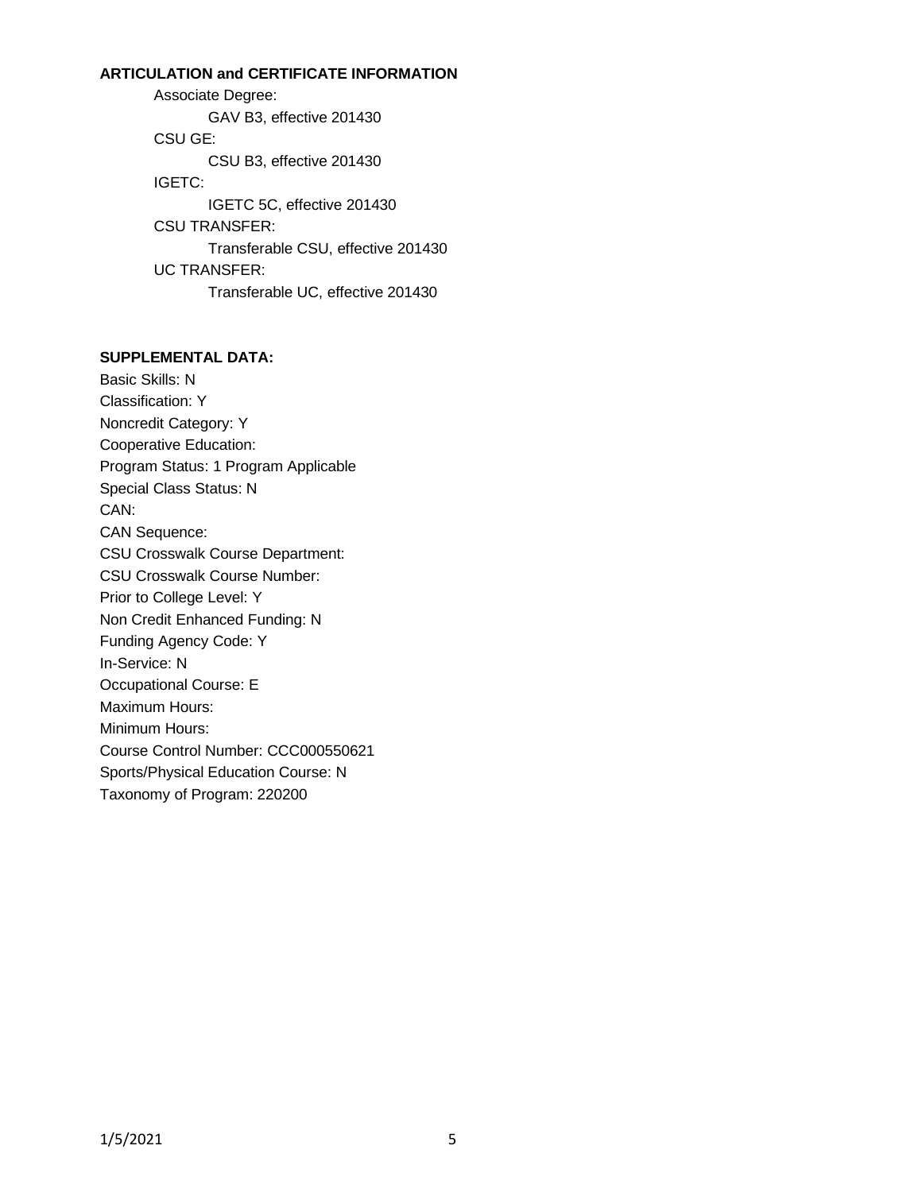**ARTICULATION and CERTIFICATE INFORMATION**

- Associate Degree:
    - GAV B3, effective 201430
- CSU GE:
    - CSU B3, effective 201430
- IGETC:
    - IGETC 5C, effective 201430
- CSU TRANSFER:
    - Transferable CSU, effective 201430
- UC TRANSFER:
    - Transferable UC, effective 201430

**SUPPLEMENTAL DATA:**

Basic Skills: N
Classification: Y
Noncredit Category: Y
Cooperative Education:
Program Status: 1 Program Applicable
Special Class Status: N
CAN:
CAN Sequence:
CSU Crosswalk Course Department:
CSU Crosswalk Course Number:
Prior to College Level: Y
Non Credit Enhanced Funding: N
Funding Agency Code: Y
In-Service: N
Occupational Course: E
Maximum Hours:
Minimum Hours:
Course Control Number: CCC000550621
Sports/Physical Education Course: N
Taxonomy of Program: 220200